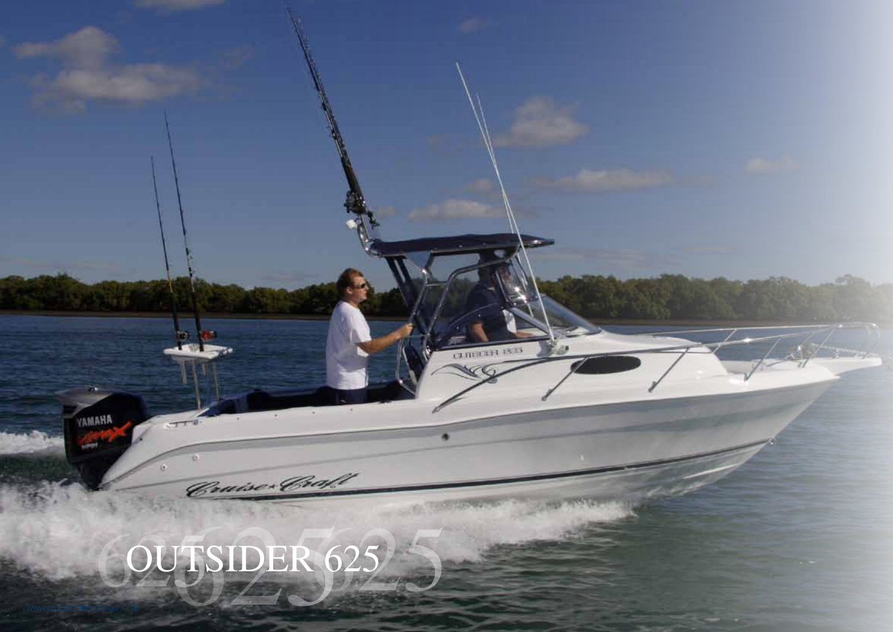# OUTSIDER 625

www.cruisecraft.com.au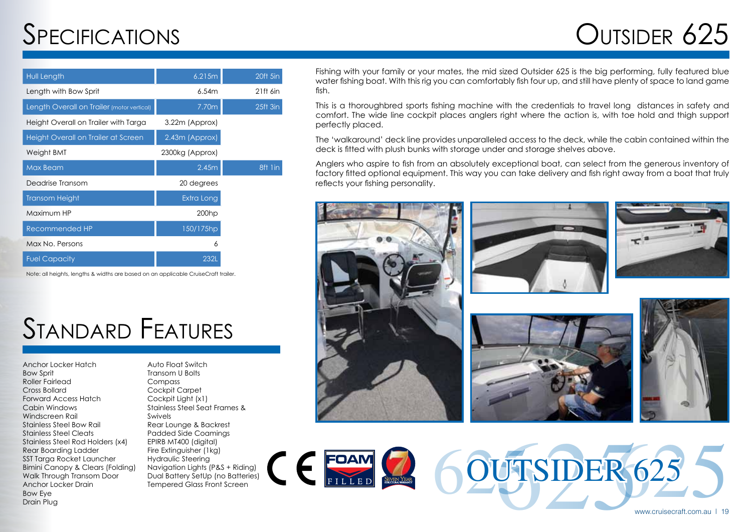# Specifications

# Outsider 625

| | | |
|---|---|---|
| Hull Length | 6.215m | 20ft 5in |
| Length with Bow Sprit | 6.54m | 21ft 6in |
| Length Overall on Trailer (motor vertical) | 7.70m | 25ft 3in |
| Height Overall on Trailer with Targa | 3.22m (Approx) | |
| Height Overall on Trailer at Screen | 2.43m (Approx) | |
| Weight BMT | 2300kg (Approx) | |
| Max Beam | 2.45m | 8ft 1in |
| Deadrise Transom | 20 degrees | |
| Transom Height | Extra Long | |
| Maximum HP | 200hp | |
| Recommended HP | 150/175hp | |
| Max No. Persons | 6 | |
| Fuel Capacity | 232L | |

Note: all heights, lengths & widths are based on an applicable CruiseCraft trailer.

Fishing with your family or your mates, the mid sized Outsider 625 is the big performing, fully featured blue water fishing boat. With this rig you can comfortably fish four up, and still have plenty of space to land game fish.

This is a thoroughbred sports fishing machine with the credentials to travel long distances in safety and comfort. The wide line cockpit places anglers right where the action is, with toe hold and thigh support perfectly placed.

The 'walkaround' deck line provides unparalleled access to the deck, while the cabin contained within the deck is fitted with plush bunks with storage under and storage shelves above.

Anglers who aspire to fish from an absolutely exceptional boat, can select from the generous inventory of factory fitted optional equipment. This way you can take delivery and fish right away from a boat that truly reflects your fishing personality.

# Standard Features

- Anchor Locker Hatch
- Bow Sprit
- Roller Fairlead
- Cross Bollard
- Forward Access Hatch
- Cabin Windows
- Windscreen Rail
- Stainless Steel Bow Rail
- Stainless Steel Cleats
- Stainless Steel Rod Holders (x4)
- Rear Boarding Ladder
- SST Targa Rocket Launcher
- Bimini Canopy & Clears (Folding)
- Walk Through Transom Door
- Anchor Locker Drain
- Bow Eye
- Drain Plug
- Auto Float Switch
- Transom U Bolts
- Compass
- Cockpit Carpet
- Cockpit Light (x1)
- Stainless Steel Seat Frames & Swivels
- Rear Lounge & Backrest
- Padded Side Coamings
- EPIRB MT400 (digital)
- Fire Extinguisher (1kg)
- Hydraulic Steering
- Navigation Lights (P&S + Riding)
- Dual Battery SetUp (no Batteries)
- Tempered Glass Front Screen

OUTSIDER 625

www.cruisecraft.com.au